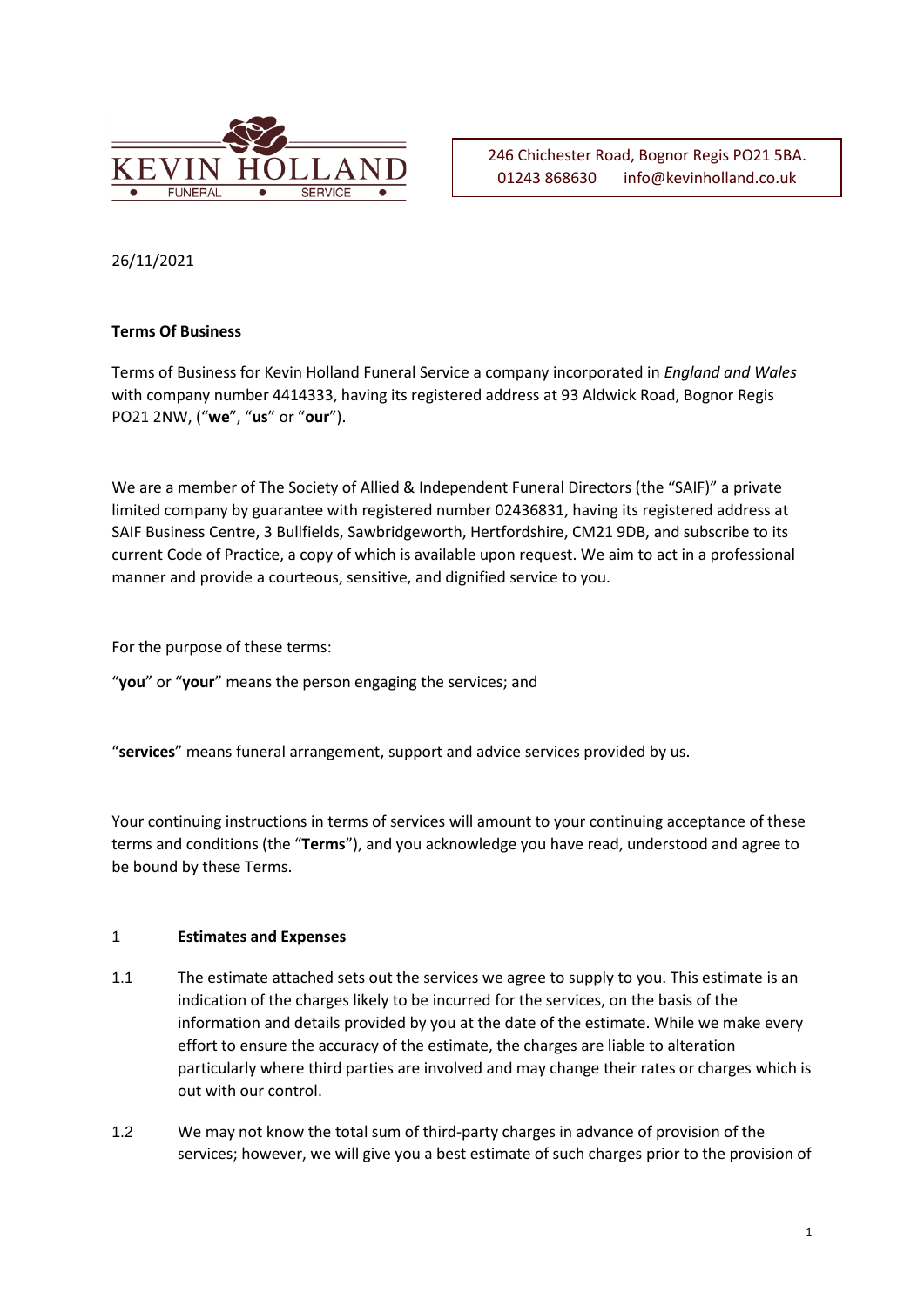KEVIN HOLLAND
FUNERAL SERVICE

246 Chichester Road, Bognor Regis PO21 5BA.
01243 868630 info@kevinholland.co.uk

26/11/2021

**Terms Of Business**

Terms of Business for Kevin Holland Funeral Service a company incorporated in *England and Wales* with company number 4414333, having its registered address at 93 Aldwick Road, Bognor Regis PO21 2NW, ("**we**", "**us**" or "**our**").

We are a member of The Society of Allied & Independent Funeral Directors (the "SAIF)" a private limited company by guarantee with registered number 02436831, having its registered address at SAIF Business Centre, 3 Bullfields, Sawbridgeworth, Hertfordshire, CM21 9DB, and subscribe to its current Code of Practice, a copy of which is available upon request. We aim to act in a professional manner and provide a courteous, sensitive, and dignified service to you.

For the purpose of these terms:

"**you**" or "**your**" means the person engaging the services; and

"**services**" means funeral arrangement, support and advice services provided by us.

Your continuing instructions in terms of services will amount to your continuing acceptance of these terms and conditions (the "**Terms**"), and you acknowledge you have read, understood and agree to be bound by these Terms.

1 **Estimates and Expenses**

1.1 The estimate attached sets out the services we agree to supply to you. This estimate is an indication of the charges likely to be incurred for the services, on the basis of the information and details provided by you at the date of the estimate. While we make every effort to ensure the accuracy of the estimate, the charges are liable to alteration particularly where third parties are involved and may change their rates or charges which is out with our control.

1.2 We may not know the total sum of third-party charges in advance of provision of the services; however, we will give you a best estimate of such charges prior to the provision of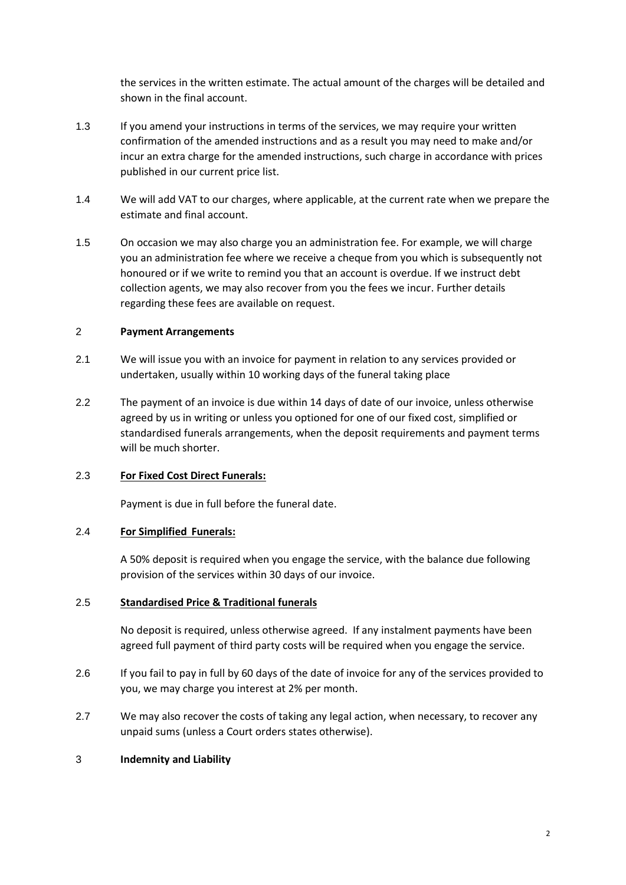the services in the written estimate. The actual amount of the charges will be detailed and shown in the final account.

1.3 If you amend your instructions in terms of the services, we may require your written confirmation of the amended instructions and as a result you may need to make and/or incur an extra charge for the amended instructions, such charge in accordance with prices published in our current price list.

1.4 We will add VAT to our charges, where applicable, at the current rate when we prepare the estimate and final account.

1.5 On occasion we may also charge you an administration fee. For example, we will charge you an administration fee where we receive a cheque from you which is subsequently not honoured or if we write to remind you that an account is overdue. If we instruct debt collection agents, we may also recover from you the fees we incur. Further details regarding these fees are available on request.

## 2 Payment Arrangements

2.1 We will issue you with an invoice for payment in relation to any services provided or undertaken, usually within 10 working days of the funeral taking place

2.2 The payment of an invoice is due within 14 days of date of our invoice, unless otherwise agreed by us in writing or unless you optioned for one of our fixed cost, simplified or standardised funerals arrangements, when the deposit requirements and payment terms will be much shorter.

2.3 **For Fixed Cost Direct Funerals:**

Payment is due in full before the funeral date.

2.4 **For Simplified Funerals:**

A 50% deposit is required when you engage the service, with the balance due following provision of the services within 30 days of our invoice.

2.5 **Standardised Price & Traditional funerals**

No deposit is required, unless otherwise agreed. If any instalment payments have been agreed full payment of third party costs will be required when you engage the service.

2.6 If you fail to pay in full by 60 days of the date of invoice for any of the services provided to you, we may charge you interest at 2% per month.

2.7 We may also recover the costs of taking any legal action, when necessary, to recover any unpaid sums (unless a Court orders states otherwise).

## 3 Indemnity and Liability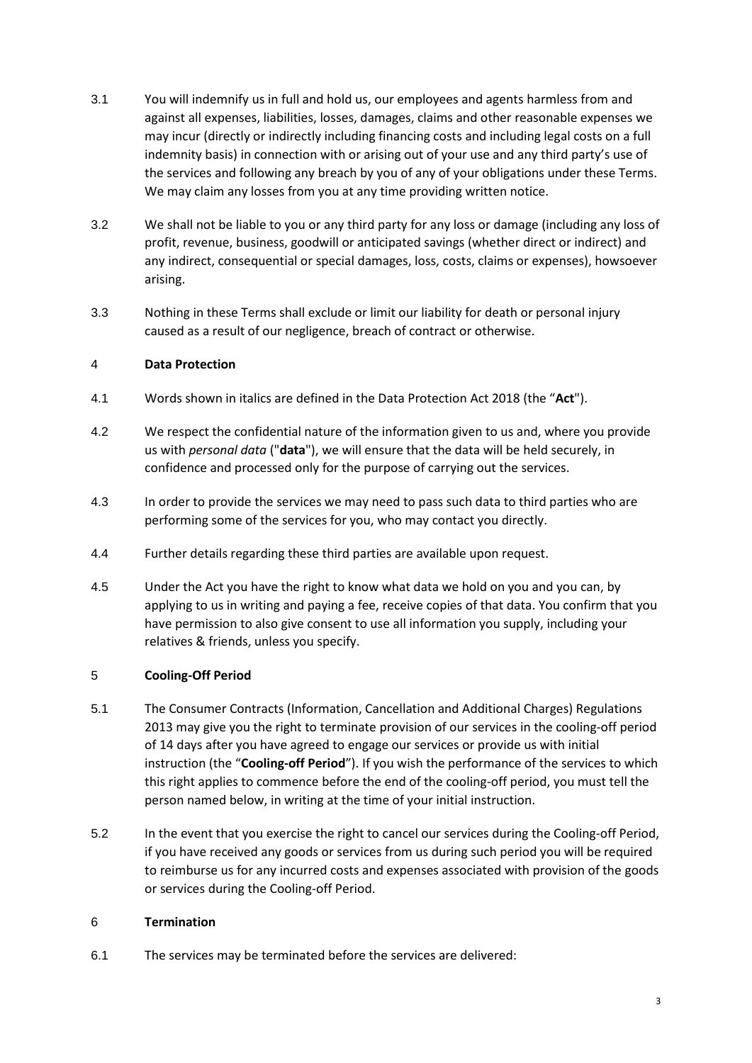3.1 You will indemnify us in full and hold us, our employees and agents harmless from and against all expenses, liabilities, losses, damages, claims and other reasonable expenses we may incur (directly or indirectly including financing costs and including legal costs on a full indemnity basis) in connection with or arising out of your use and any third party's use of the services and following any breach by you of any of your obligations under these Terms. We may claim any losses from you at any time providing written notice.

3.2 We shall not be liable to you or any third party for any loss or damage (including any loss of profit, revenue, business, goodwill or anticipated savings (whether direct or indirect) and any indirect, consequential or special damages, loss, costs, claims or expenses), howsoever arising.

3.3 Nothing in these Terms shall exclude or limit our liability for death or personal injury caused as a result of our negligence, breach of contract or otherwise.

## 4 Data Protection

4.1 Words shown in italics are defined in the Data Protection Act 2018 (the "**Act**").

4.2 We respect the confidential nature of the information given to us and, where you provide us with *personal data* ("**data**"), we will ensure that the data will be held securely, in confidence and processed only for the purpose of carrying out the services.

4.3 In order to provide the services we may need to pass such data to third parties who are performing some of the services for you, who may contact you directly.

4.4 Further details regarding these third parties are available upon request.

4.5 Under the Act you have the right to know what data we hold on you and you can, by applying to us in writing and paying a fee, receive copies of that data. You confirm that you have permission to also give consent to use all information you supply, including your relatives & friends, unless you specify.

## 5 Cooling-Off Period

5.1 The Consumer Contracts (Information, Cancellation and Additional Charges) Regulations 2013 may give you the right to terminate provision of our services in the cooling-off period of 14 days after you have agreed to engage our services or provide us with initial instruction (the "**Cooling-off Period**"). If you wish the performance of the services to which this right applies to commence before the end of the cooling-off period, you must tell the person named below, in writing at the time of your initial instruction.

5.2 In the event that you exercise the right to cancel our services during the Cooling-off Period, if you have received any goods or services from us during such period you will be required to reimburse us for any incurred costs and expenses associated with provision of the goods or services during the Cooling-off Period.

## 6 Termination

6.1 The services may be terminated before the services are delivered: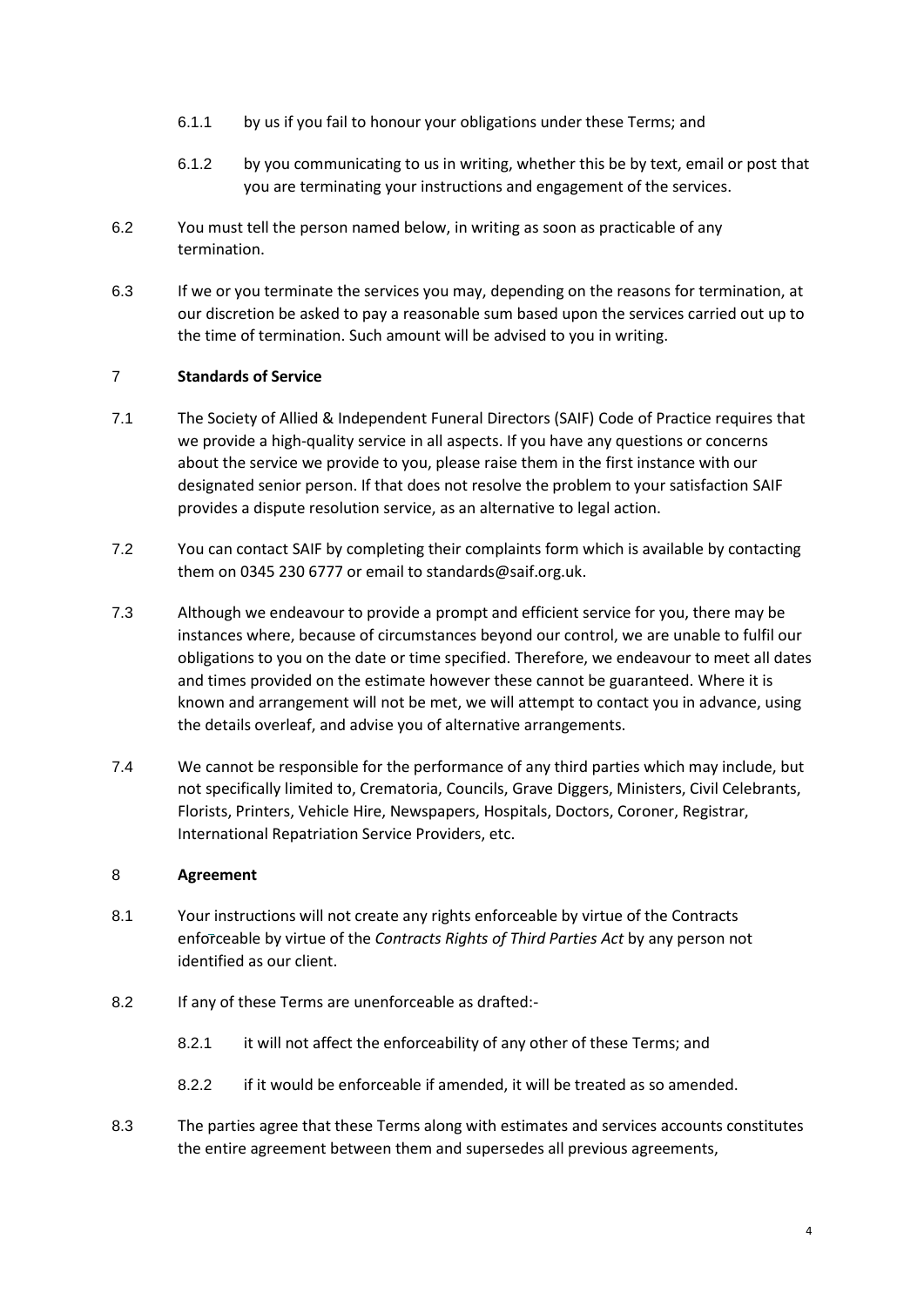6.1.1 by us if you fail to honour your obligations under these Terms; and

6.1.2 by you communicating to us in writing, whether this be by text, email or post that you are terminating your instructions and engagement of the services.

6.2 You must tell the person named below, in writing as soon as practicable of any termination.

6.3 If we or you terminate the services you may, depending on the reasons for termination, at our discretion be asked to pay a reasonable sum based upon the services carried out up to the time of termination. Such amount will be advised to you in writing.

## 7 Standards of Service

7.1 The Society of Allied & Independent Funeral Directors (SAIF) Code of Practice requires that we provide a high-quality service in all aspects. If you have any questions or concerns about the service we provide to you, please raise them in the first instance with our designated senior person. If that does not resolve the problem to your satisfaction SAIF provides a dispute resolution service, as an alternative to legal action.

7.2 You can contact SAIF by completing their complaints form which is available by contacting them on 0345 230 6777 or email to standards@saif.org.uk.

7.3 Although we endeavour to provide a prompt and efficient service for you, there may be instances where, because of circumstances beyond our control, we are unable to fulfil our obligations to you on the date or time specified. Therefore, we endeavour to meet all dates and times provided on the estimate however these cannot be guaranteed. Where it is known and arrangement will not be met, we will attempt to contact you in advance, using the details overleaf, and advise you of alternative arrangements.

7.4 We cannot be responsible for the performance of any third parties which may include, but not specifically limited to, Crematoria, Councils, Grave Diggers, Ministers, Civil Celebrants, Florists, Printers, Vehicle Hire, Newspapers, Hospitals, Doctors, Coroner, Registrar, International Repatriation Service Providers, etc.

## 8 Agreement

8.1 Your instructions will not create any rights enforceable by virtue of the Contracts enforceable by virtue of the *Contracts Rights of Third Parties Act* by any person not identified as our client.

8.2 If any of these Terms are unenforceable as drafted:-

8.2.1 it will not affect the enforceability of any other of these Terms; and

8.2.2 if it would be enforceable if amended, it will be treated as so amended.

8.3 The parties agree that these Terms along with estimates and services accounts constitutes the entire agreement between them and supersedes all previous agreements,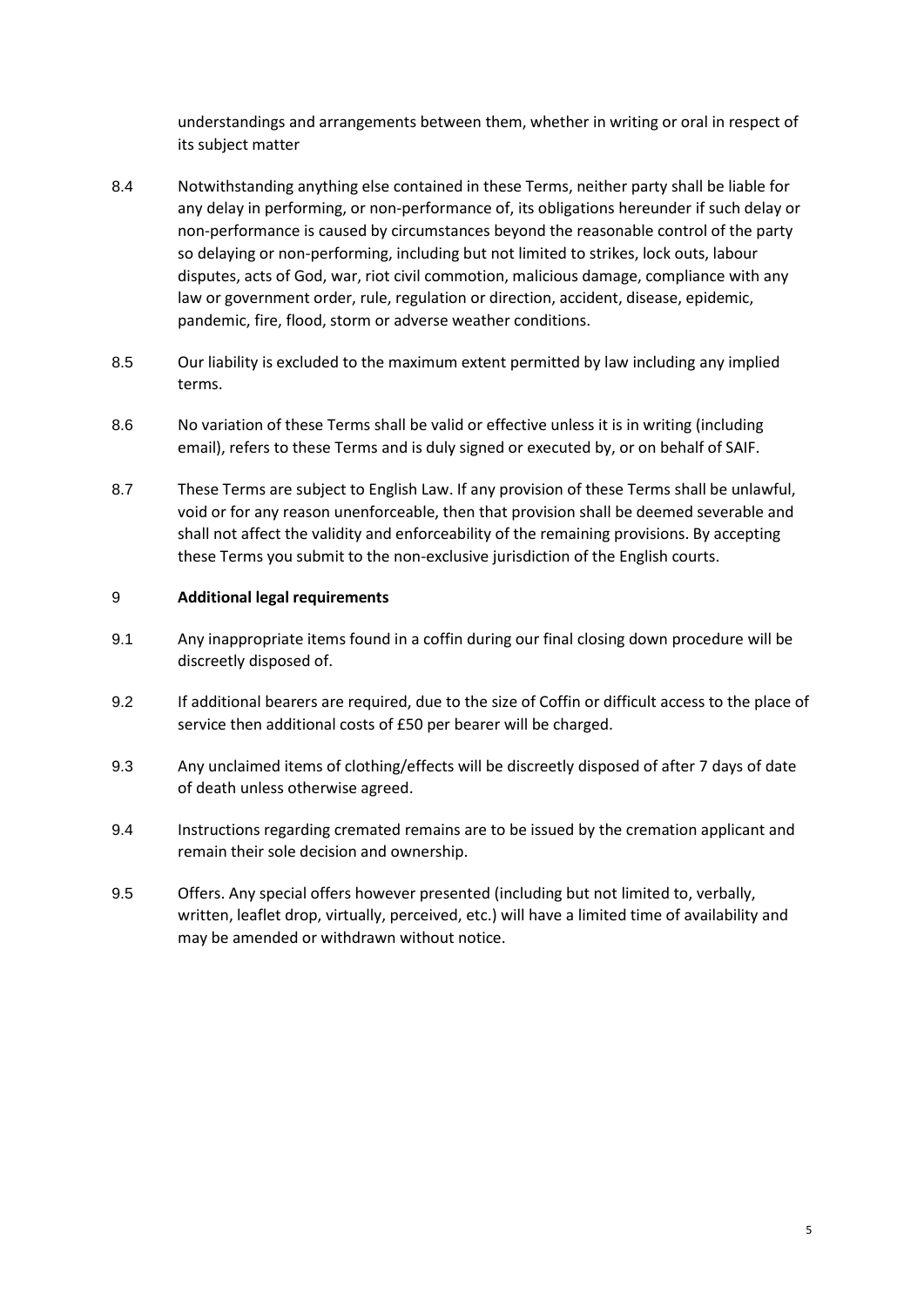understandings and arrangements between them, whether in writing or oral in respect of its subject matter

8.4 Notwithstanding anything else contained in these Terms, neither party shall be liable for any delay in performing, or non-performance of, its obligations hereunder if such delay or non-performance is caused by circumstances beyond the reasonable control of the party so delaying or non-performing, including but not limited to strikes, lock outs, labour disputes, acts of God, war, riot civil commotion, malicious damage, compliance with any law or government order, rule, regulation or direction, accident, disease, epidemic, pandemic, fire, flood, storm or adverse weather conditions.

8.5 Our liability is excluded to the maximum extent permitted by law including any implied terms.

8.6 No variation of these Terms shall be valid or effective unless it is in writing (including email), refers to these Terms and is duly signed or executed by, or on behalf of SAIF.

8.7 These Terms are subject to English Law. If any provision of these Terms shall be unlawful, void or for any reason unenforceable, then that provision shall be deemed severable and shall not affect the validity and enforceability of the remaining provisions. By accepting these Terms you submit to the non-exclusive jurisdiction of the English courts.

## 9 **Additional legal requirements**

9.1 Any inappropriate items found in a coffin during our final closing down procedure will be discreetly disposed of.

9.2 If additional bearers are required, due to the size of Coffin or difficult access to the place of service then additional costs of £50 per bearer will be charged.

9.3 Any unclaimed items of clothing/effects will be discreetly disposed of after 7 days of date of death unless otherwise agreed.

9.4 Instructions regarding cremated remains are to be issued by the cremation applicant and remain their sole decision and ownership.

9.5 Offers. Any special offers however presented (including but not limited to, verbally, written, leaflet drop, virtually, perceived, etc.) will have a limited time of availability and may be amended or withdrawn without notice.